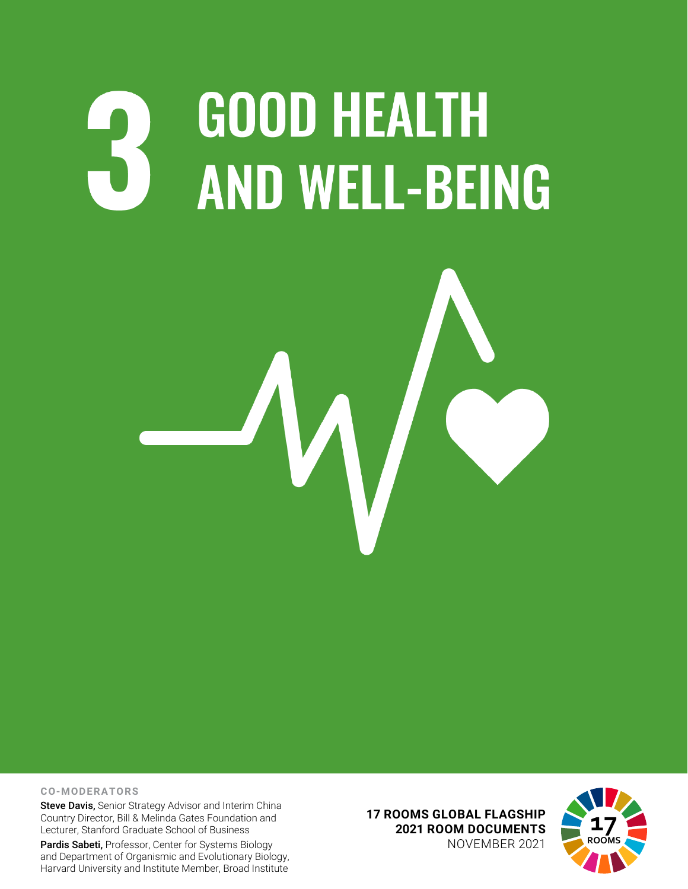# 3 GOOD HEALTH AND WELL-BEING

**CO-MODERATORS**

**Steve Davis,** Senior Strategy Advisor and Interim China Country Director, Bill & Melinda Gates Foundation and Lecturer, Stanford Graduate School of Business

**Pardis Sabeti,** Professor, Center for Systems Biology and Department of Organismic and Evolutionary Biology, Harvard University and Institute Member, Broad Institute

**17 ROOMS GLOBAL FLAGSHIP**
**2021 ROOM DOCUMENTS**
NOVEMBER 2021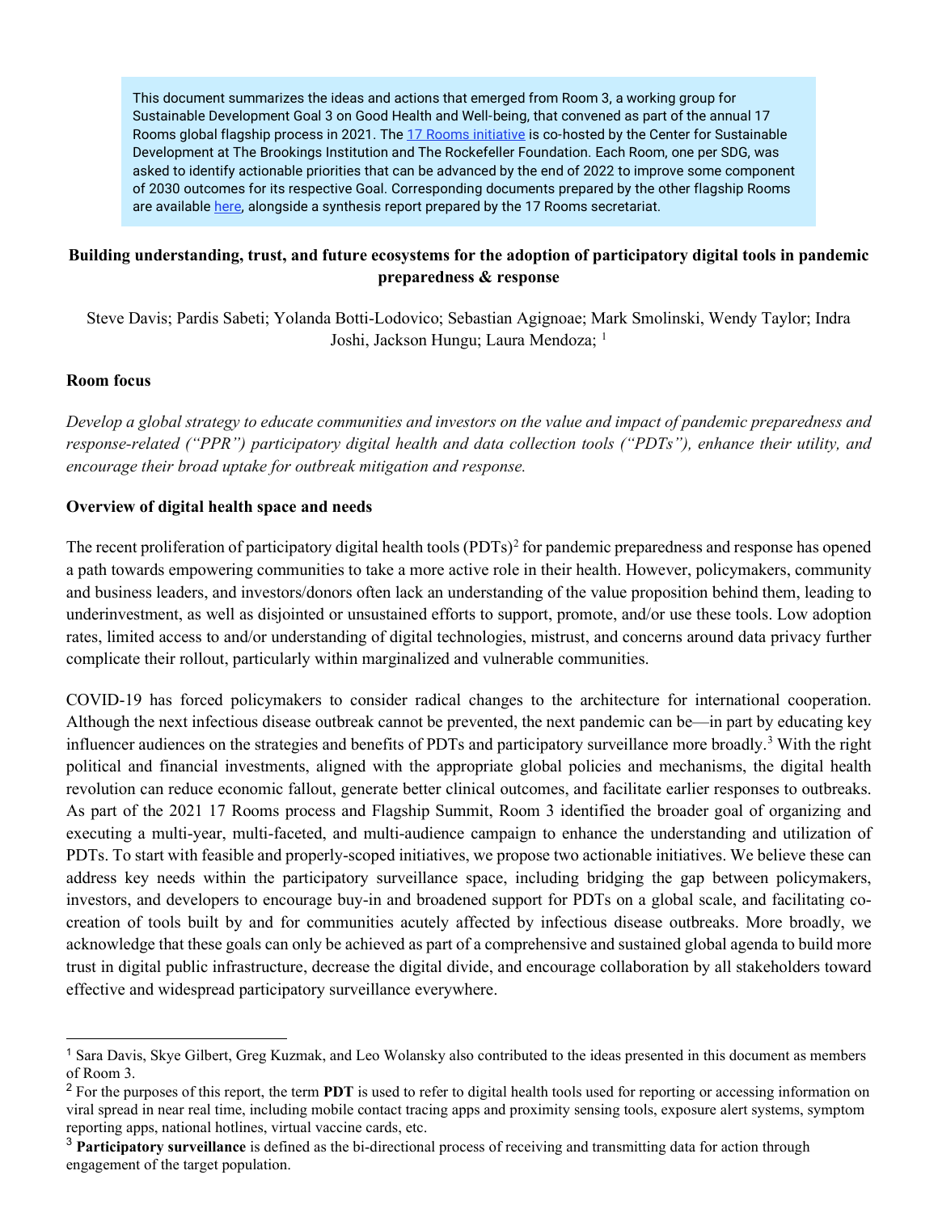This document summarizes the ideas and actions that emerged from Room 3, a working group for Sustainable Development Goal 3 on Good Health and Well-being, that convened as part of the annual 17 Rooms global flagship process in 2021. The 17 Rooms initiative is co-hosted by the Center for Sustainable Development at The Brookings Institution and The Rockefeller Foundation. Each Room, one per SDG, was asked to identify actionable priorities that can be advanced by the end of 2022 to improve some component of 2030 outcomes for its respective Goal. Corresponding documents prepared by the other flagship Rooms are available here, alongside a synthesis report prepared by the 17 Rooms secretariat.

## Building understanding, trust, and future ecosystems for the adoption of participatory digital tools in pandemic preparedness & response

Steve Davis; Pardis Sabeti; Yolanda Botti-Lodovico; Sebastian Agignoae; Mark Smolinski, Wendy Taylor; Indra Joshi, Jackson Hungu; Laura Mendoza; [1]

### Room focus

*Develop a global strategy to educate communities and investors on the value and impact of pandemic preparedness and response-related ("PPR") participatory digital health and data collection tools ("PDTs"), enhance their utility, and encourage their broad uptake for outbreak mitigation and response.*

### Overview of digital health space and needs

The recent proliferation of participatory digital health tools (PDTs)[2] for pandemic preparedness and response has opened a path towards empowering communities to take a more active role in their health. However, policymakers, community and business leaders, and investors/donors often lack an understanding of the value proposition behind them, leading to underinvestment, as well as disjointed or unsustained efforts to support, promote, and/or use these tools. Low adoption rates, limited access to and/or understanding of digital technologies, mistrust, and concerns around data privacy further complicate their rollout, particularly within marginalized and vulnerable communities.

COVID-19 has forced policymakers to consider radical changes to the architecture for international cooperation. Although the next infectious disease outbreak cannot be prevented, the next pandemic can be—in part by educating key influencer audiences on the strategies and benefits of PDTs and participatory surveillance more broadly.[3] With the right political and financial investments, aligned with the appropriate global policies and mechanisms, the digital health revolution can reduce economic fallout, generate better clinical outcomes, and facilitate earlier responses to outbreaks. As part of the 2021 17 Rooms process and Flagship Summit, Room 3 identified the broader goal of organizing and executing a multi-year, multi-faceted, and multi-audience campaign to enhance the understanding and utilization of PDTs. To start with feasible and properly-scoped initiatives, we propose two actionable initiatives. We believe these can address key needs within the participatory surveillance space, including bridging the gap between policymakers, investors, and developers to encourage buy-in and broadened support for PDTs on a global scale, and facilitating co-creation of tools built by and for communities acutely affected by infectious disease outbreaks. More broadly, we acknowledge that these goals can only be achieved as part of a comprehensive and sustained global agenda to build more trust in digital public infrastructure, decrease the digital divide, and encourage collaboration by all stakeholders toward effective and widespread participatory surveillance everywhere.

---

[1] Sara Davis, Skye Gilbert, Greg Kuzmak, and Leo Wolansky also contributed to the ideas presented in this document as members of Room 3.

[2] For the purposes of this report, the term **PDT** is used to refer to digital health tools used for reporting or accessing information on viral spread in near real time, including mobile contact tracing apps and proximity sensing tools, exposure alert systems, symptom reporting apps, national hotlines, virtual vaccine cards, etc.

[3] **Participatory surveillance** is defined as the bi-directional process of receiving and transmitting data for action through engagement of the target population.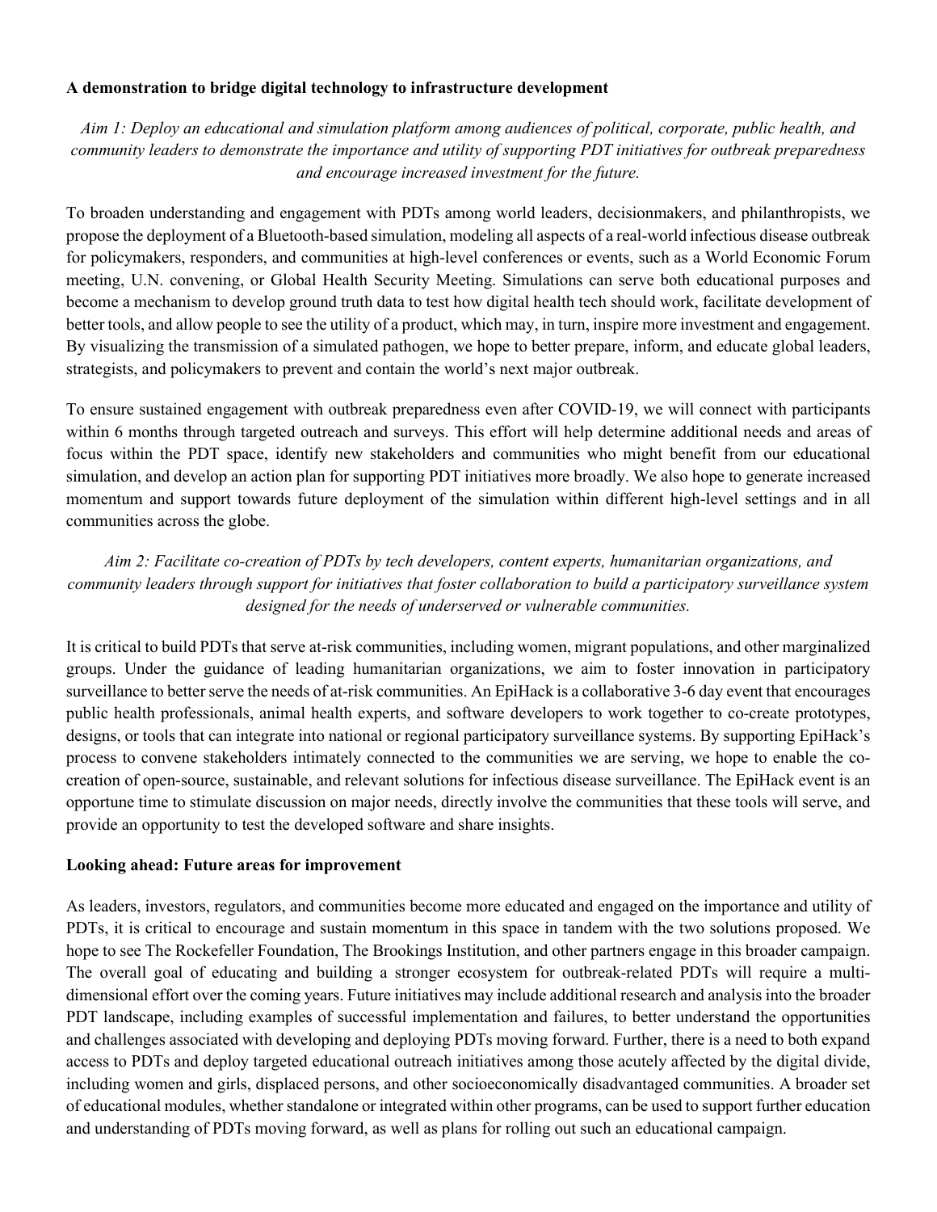**A demonstration to bridge digital technology to infrastructure development**

*Aim 1: Deploy an educational and simulation platform among audiences of political, corporate, public health, and community leaders to demonstrate the importance and utility of supporting PDT initiatives for outbreak preparedness and encourage increased investment for the future.*

To broaden understanding and engagement with PDTs among world leaders, decisionmakers, and philanthropists, we propose the deployment of a Bluetooth-based simulation, modeling all aspects of a real-world infectious disease outbreak for policymakers, responders, and communities at high-level conferences or events, such as a World Economic Forum meeting, U.N. convening, or Global Health Security Meeting. Simulations can serve both educational purposes and become a mechanism to develop ground truth data to test how digital health tech should work, facilitate development of better tools, and allow people to see the utility of a product, which may, in turn, inspire more investment and engagement. By visualizing the transmission of a simulated pathogen, we hope to better prepare, inform, and educate global leaders, strategists, and policymakers to prevent and contain the world's next major outbreak.

To ensure sustained engagement with outbreak preparedness even after COVID-19, we will connect with participants within 6 months through targeted outreach and surveys. This effort will help determine additional needs and areas of focus within the PDT space, identify new stakeholders and communities who might benefit from our educational simulation, and develop an action plan for supporting PDT initiatives more broadly. We also hope to generate increased momentum and support towards future deployment of the simulation within different high-level settings and in all communities across the globe.

*Aim 2: Facilitate co-creation of PDTs by tech developers, content experts, humanitarian organizations, and community leaders through support for initiatives that foster collaboration to build a participatory surveillance system designed for the needs of underserved or vulnerable communities.*

It is critical to build PDTs that serve at-risk communities, including women, migrant populations, and other marginalized groups. Under the guidance of leading humanitarian organizations, we aim to foster innovation in participatory surveillance to better serve the needs of at-risk communities. An EpiHack is a collaborative 3-6 day event that encourages public health professionals, animal health experts, and software developers to work together to co-create prototypes, designs, or tools that can integrate into national or regional participatory surveillance systems. By supporting EpiHack's process to convene stakeholders intimately connected to the communities we are serving, we hope to enable the co-creation of open-source, sustainable, and relevant solutions for infectious disease surveillance. The EpiHack event is an opportune time to stimulate discussion on major needs, directly involve the communities that these tools will serve, and provide an opportunity to test the developed software and share insights.

**Looking ahead: Future areas for improvement**

As leaders, investors, regulators, and communities become more educated and engaged on the importance and utility of PDTs, it is critical to encourage and sustain momentum in this space in tandem with the two solutions proposed. We hope to see The Rockefeller Foundation, The Brookings Institution, and other partners engage in this broader campaign. The overall goal of educating and building a stronger ecosystem for outbreak-related PDTs will require a multi-dimensional effort over the coming years. Future initiatives may include additional research and analysis into the broader PDT landscape, including examples of successful implementation and failures, to better understand the opportunities and challenges associated with developing and deploying PDTs moving forward. Further, there is a need to both expand access to PDTs and deploy targeted educational outreach initiatives among those acutely affected by the digital divide, including women and girls, displaced persons, and other socioeconomically disadvantaged communities. A broader set of educational modules, whether standalone or integrated within other programs, can be used to support further education and understanding of PDTs moving forward, as well as plans for rolling out such an educational campaign.